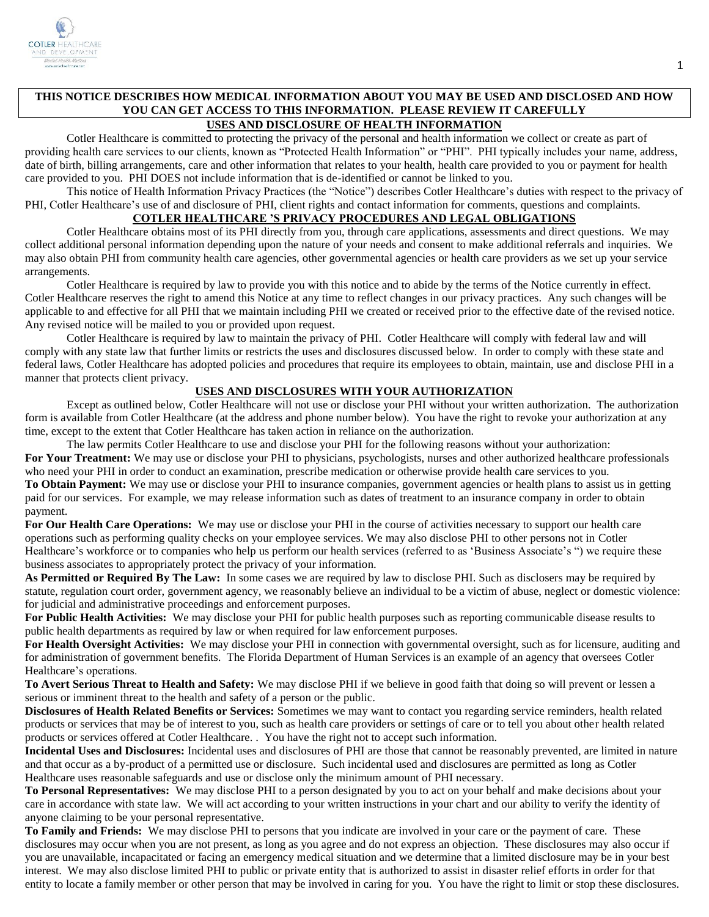**THIS NOTICE DESCRIBES HOW MEDICAL INFORMATION ABOUT YOU MAY BE USED AND DISCLOSED AND HOW YOU CAN GET ACCESS TO THIS INFORMATION. PLEASE REVIEW IT CAREFULLY**

## USES AND DISCLOSURE OF HEALTH INFORMATION

Cotler Healthcare is committed to protecting the privacy of the personal and health information we collect or create as part of providing health care services to our clients, known as "Protected Health Information" or "PHI". PHI typically includes your name, address, date of birth, billing arrangements, care and other information that relates to your health, health care provided to you or payment for health care provided to you. PHI DOES not include information that is de-identified or cannot be linked to you.

This notice of Health Information Privacy Practices (the "Notice") describes Cotler Healthcare's duties with respect to the privacy of PHI, Cotler Healthcare's use of and disclosure of PHI, client rights and contact information for comments, questions and complaints.

## COTLER HEALTHCARE 'S PRIVACY PROCEDURES AND LEGAL OBLIGATIONS

Cotler Healthcare obtains most of its PHI directly from you, through care applications, assessments and direct questions. We may collect additional personal information depending upon the nature of your needs and consent to make additional referrals and inquiries. We may also obtain PHI from community health care agencies, other governmental agencies or health care providers as we set up your service arrangements.

Cotler Healthcare is required by law to provide you with this notice and to abide by the terms of the Notice currently in effect. Cotler Healthcare reserves the right to amend this Notice at any time to reflect changes in our privacy practices. Any such changes will be applicable to and effective for all PHI that we maintain including PHI we created or received prior to the effective date of the revised notice. Any revised notice will be mailed to you or provided upon request.

Cotler Healthcare is required by law to maintain the privacy of PHI. Cotler Healthcare will comply with federal law and will comply with any state law that further limits or restricts the uses and disclosures discussed below. In order to comply with these state and federal laws, Cotler Healthcare has adopted policies and procedures that require its employees to obtain, maintain, use and disclose PHI in a manner that protects client privacy.

## USES AND DISCLOSURES WITH YOUR AUTHORIZATION

Except as outlined below, Cotler Healthcare will not use or disclose your PHI without your written authorization. The authorization form is available from Cotler Healthcare (at the address and phone number below). You have the right to revoke your authorization at any time, except to the extent that Cotler Healthcare has taken action in reliance on the authorization.

The law permits Cotler Healthcare to use and disclose your PHI for the following reasons without your authorization:

**For Your Treatment:** We may use or disclose your PHI to physicians, psychologists, nurses and other authorized healthcare professionals who need your PHI in order to conduct an examination, prescribe medication or otherwise provide health care services to you.

**To Obtain Payment:** We may use or disclose your PHI to insurance companies, government agencies or health plans to assist us in getting paid for our services. For example, we may release information such as dates of treatment to an insurance company in order to obtain payment.

**For Our Health Care Operations:** We may use or disclose your PHI in the course of activities necessary to support our health care operations such as performing quality checks on your employee services. We may also disclose PHI to other persons not in Cotler Healthcare's workforce or to companies who help us perform our health services (referred to as 'Business Associate's ") we require these business associates to appropriately protect the privacy of your information.

**As Permitted or Required By The Law:** In some cases we are required by law to disclose PHI. Such as disclosers may be required by statute, regulation court order, government agency, we reasonably believe an individual to be a victim of abuse, neglect or domestic violence: for judicial and administrative proceedings and enforcement purposes.

**For Public Health Activities:** We may disclose your PHI for public health purposes such as reporting communicable disease results to public health departments as required by law or when required for law enforcement purposes.

**For Health Oversight Activities:** We may disclose your PHI in connection with governmental oversight, such as for licensure, auditing and for administration of government benefits. The Florida Department of Human Services is an example of an agency that oversees Cotler Healthcare's operations.

**To Avert Serious Threat to Health and Safety:** We may disclose PHI if we believe in good faith that doing so will prevent or lessen a serious or imminent threat to the health and safety of a person or the public.

**Disclosures of Health Related Benefits or Services:** Sometimes we may want to contact you regarding service reminders, health related products or services that may be of interest to you, such as health care providers or settings of care or to tell you about other health related products or services offered at Cotler Healthcare. . You have the right not to accept such information.

**Incidental Uses and Disclosures:** Incidental uses and disclosures of PHI are those that cannot be reasonably prevented, are limited in nature and that occur as a by-product of a permitted use or disclosure. Such incidental used and disclosures are permitted as long as Cotler Healthcare uses reasonable safeguards and use or disclose only the minimum amount of PHI necessary.

**To Personal Representatives:** We may disclose PHI to a person designated by you to act on your behalf and make decisions about your care in accordance with state law. We will act according to your written instructions in your chart and our ability to verify the identity of anyone claiming to be your personal representative.

**To Family and Friends:** We may disclose PHI to persons that you indicate are involved in your care or the payment of care. These disclosures may occur when you are not present, as long as you agree and do not express an objection. These disclosures may also occur if you are unavailable, incapacitated or facing an emergency medical situation and we determine that a limited disclosure may be in your best interest. We may also disclose limited PHI to public or private entity that is authorized to assist in disaster relief efforts in order for that entity to locate a family member or other person that may be involved in caring for you. You have the right to limit or stop these disclosures.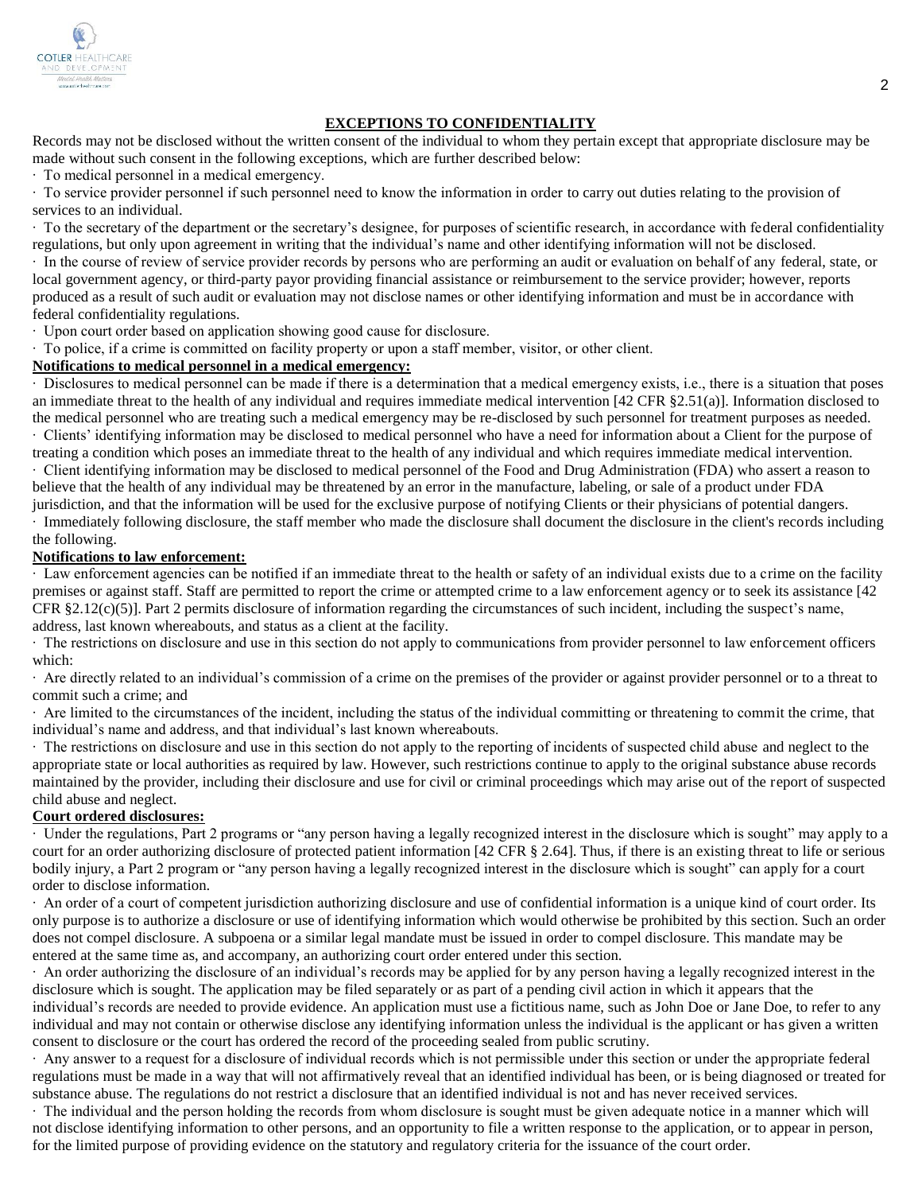## EXCEPTIONS TO CONFIDENTIALITY

Records may not be disclosed without the written consent of the individual to whom they pertain except that appropriate disclosure may be made without such consent in the following exceptions, which are further described below:

- To medical personnel in a medical emergency.
- To service provider personnel if such personnel need to know the information in order to carry out duties relating to the provision of services to an individual.
- To the secretary of the department or the secretary's designee, for purposes of scientific research, in accordance with federal confidentiality regulations, but only upon agreement in writing that the individual's name and other identifying information will not be disclosed.
- In the course of review of service provider records by persons who are performing an audit or evaluation on behalf of any federal, state, or local government agency, or third-party payor providing financial assistance or reimbursement to the service provider; however, reports produced as a result of such audit or evaluation may not disclose names or other identifying information and must be in accordance with federal confidentiality regulations.
- Upon court order based on application showing good cause for disclosure.
- To police, if a crime is committed on facility property or upon a staff member, visitor, or other client.

**Notifications to medical personnel in a medical emergency:**

- Disclosures to medical personnel can be made if there is a determination that a medical emergency exists, i.e., there is a situation that poses an immediate threat to the health of any individual and requires immediate medical intervention [42 CFR §2.51(a)]. Information disclosed to the medical personnel who are treating such a medical emergency may be re-disclosed by such personnel for treatment purposes as needed.
- Clients' identifying information may be disclosed to medical personnel who have a need for information about a Client for the purpose of treating a condition which poses an immediate threat to the health of any individual and which requires immediate medical intervention.
- Client identifying information may be disclosed to medical personnel of the Food and Drug Administration (FDA) who assert a reason to believe that the health of any individual may be threatened by an error in the manufacture, labeling, or sale of a product under FDA jurisdiction, and that the information will be used for the exclusive purpose of notifying Clients or their physicians of potential dangers.
- Immediately following disclosure, the staff member who made the disclosure shall document the disclosure in the client's records including the following.

**Notifications to law enforcement:**

- Law enforcement agencies can be notified if an immediate threat to the health or safety of an individual exists due to a crime on the facility premises or against staff. Staff are permitted to report the crime or attempted crime to a law enforcement agency or to seek its assistance [42 CFR §2.12(c)(5)]. Part 2 permits disclosure of information regarding the circumstances of such incident, including the suspect's name, address, last known whereabouts, and status as a client at the facility.
- The restrictions on disclosure and use in this section do not apply to communications from provider personnel to law enforcement officers which:
- Are directly related to an individual's commission of a crime on the premises of the provider or against provider personnel or to a threat to commit such a crime; and
- Are limited to the circumstances of the incident, including the status of the individual committing or threatening to commit the crime, that individual's name and address, and that individual's last known whereabouts.
- The restrictions on disclosure and use in this section do not apply to the reporting of incidents of suspected child abuse and neglect to the appropriate state or local authorities as required by law. However, such restrictions continue to apply to the original substance abuse records maintained by the provider, including their disclosure and use for civil or criminal proceedings which may arise out of the report of suspected child abuse and neglect.

**Court ordered disclosures:**

- Under the regulations, Part 2 programs or "any person having a legally recognized interest in the disclosure which is sought" may apply to a court for an order authorizing disclosure of protected patient information [42 CFR § 2.64]. Thus, if there is an existing threat to life or serious bodily injury, a Part 2 program or "any person having a legally recognized interest in the disclosure which is sought" can apply for a court order to disclose information.
- An order of a court of competent jurisdiction authorizing disclosure and use of confidential information is a unique kind of court order. Its only purpose is to authorize a disclosure or use of identifying information which would otherwise be prohibited by this section. Such an order does not compel disclosure. A subpoena or a similar legal mandate must be issued in order to compel disclosure. This mandate may be entered at the same time as, and accompany, an authorizing court order entered under this section.
- An order authorizing the disclosure of an individual's records may be applied for by any person having a legally recognized interest in the disclosure which is sought. The application may be filed separately or as part of a pending civil action in which it appears that the individual's records are needed to provide evidence. An application must use a fictitious name, such as John Doe or Jane Doe, to refer to any individual and may not contain or otherwise disclose any identifying information unless the individual is the applicant or has given a written consent to disclosure or the court has ordered the record of the proceeding sealed from public scrutiny.
- Any answer to a request for a disclosure of individual records which is not permissible under this section or under the appropriate federal regulations must be made in a way that will not affirmatively reveal that an identified individual has been, or is being diagnosed or treated for substance abuse. The regulations do not restrict a disclosure that an identified individual is not and has never received services.
- The individual and the person holding the records from whom disclosure is sought must be given adequate notice in a manner which will not disclose identifying information to other persons, and an opportunity to file a written response to the application, or to appear in person, for the limited purpose of providing evidence on the statutory and regulatory criteria for the issuance of the court order.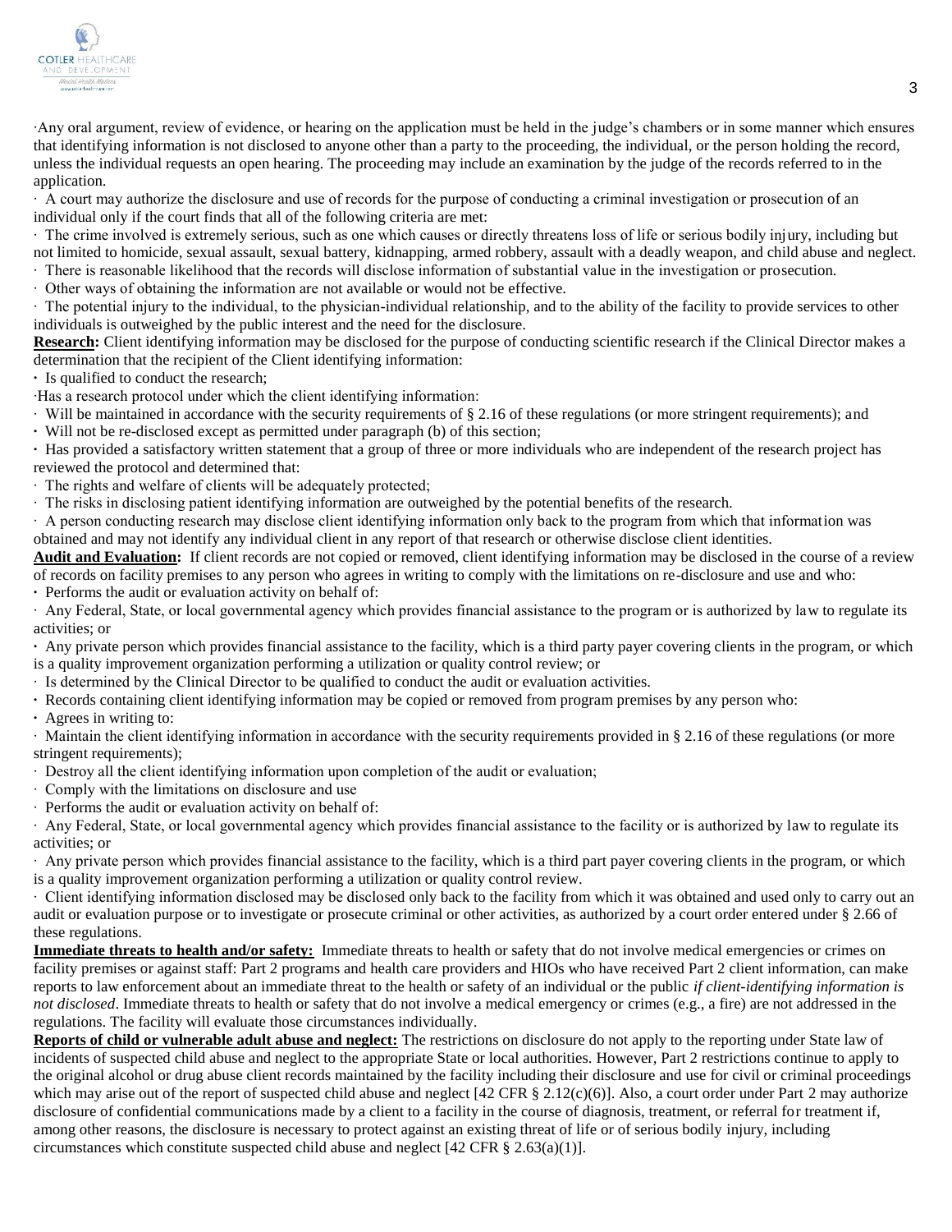·Any oral argument, review of evidence, or hearing on the application must be held in the judge's chambers or in some manner which ensures that identifying information is not disclosed to anyone other than a party to the proceeding, the individual, or the person holding the record, unless the individual requests an open hearing. The proceeding may include an examination by the judge of the records referred to in the application.

· A court may authorize the disclosure and use of records for the purpose of conducting a criminal investigation or prosecution of an individual only if the court finds that all of the following criteria are met:

· The crime involved is extremely serious, such as one which causes or directly threatens loss of life or serious bodily injury, including but not limited to homicide, sexual assault, sexual battery, kidnapping, armed robbery, assault with a deadly weapon, and child abuse and neglect.

· There is reasonable likelihood that the records will disclose information of substantial value in the investigation or prosecution.

· Other ways of obtaining the information are not available or would not be effective.

· The potential injury to the individual, to the physician-individual relationship, and to the ability of the facility to provide services to other individuals is outweighed by the public interest and the need for the disclosure.

**Research:** Client identifying information may be disclosed for the purpose of conducting scientific research if the Clinical Director makes a determination that the recipient of the Client identifying information:

· Is qualified to conduct the research;

·Has a research protocol under which the client identifying information:

· Will be maintained in accordance with the security requirements of § 2.16 of these regulations (or more stringent requirements); and

· Will not be re-disclosed except as permitted under paragraph (b) of this section;

· Has provided a satisfactory written statement that a group of three or more individuals who are independent of the research project has reviewed the protocol and determined that:

· The rights and welfare of clients will be adequately protected;

· The risks in disclosing patient identifying information are outweighed by the potential benefits of the research.

· A person conducting research may disclose client identifying information only back to the program from which that information was obtained and may not identify any individual client in any report of that research or otherwise disclose client identities.

**Audit and Evaluation:** If client records are not copied or removed, client identifying information may be disclosed in the course of a review of records on facility premises to any person who agrees in writing to comply with the limitations on re-disclosure and use and who:

· Performs the audit or evaluation activity on behalf of:

· Any Federal, State, or local governmental agency which provides financial assistance to the program or is authorized by law to regulate its activities; or

· Any private person which provides financial assistance to the facility, which is a third party payer covering clients in the program, or which is a quality improvement organization performing a utilization or quality control review; or

· Is determined by the Clinical Director to be qualified to conduct the audit or evaluation activities.

· Records containing client identifying information may be copied or removed from program premises by any person who:

· Agrees in writing to:

· Maintain the client identifying information in accordance with the security requirements provided in § 2.16 of these regulations (or more stringent requirements);

· Destroy all the client identifying information upon completion of the audit or evaluation;

· Comply with the limitations on disclosure and use

· Performs the audit or evaluation activity on behalf of:

· Any Federal, State, or local governmental agency which provides financial assistance to the facility or is authorized by law to regulate its activities; or

· Any private person which provides financial assistance to the facility, which is a third part payer covering clients in the program, or which is a quality improvement organization performing a utilization or quality control review.

· Client identifying information disclosed may be disclosed only back to the facility from which it was obtained and used only to carry out an audit or evaluation purpose or to investigate or prosecute criminal or other activities, as authorized by a court order entered under § 2.66 of these regulations.

**Immediate threats to health and/or safety:** Immediate threats to health or safety that do not involve medical emergencies or crimes on facility premises or against staff: Part 2 programs and health care providers and HIOs who have received Part 2 client information, can make reports to law enforcement about an immediate threat to the health or safety of an individual or the public *if client-identifying information is not disclosed*. Immediate threats to health or safety that do not involve a medical emergency or crimes (e.g., a fire) are not addressed in the regulations. The facility will evaluate those circumstances individually.

**Reports of child or vulnerable adult abuse and neglect:** The restrictions on disclosure do not apply to the reporting under State law of incidents of suspected child abuse and neglect to the appropriate State or local authorities. However, Part 2 restrictions continue to apply to the original alcohol or drug abuse client records maintained by the facility including their disclosure and use for civil or criminal proceedings which may arise out of the report of suspected child abuse and neglect [42 CFR § 2.12(c)(6)]. Also, a court order under Part 2 may authorize disclosure of confidential communications made by a client to a facility in the course of diagnosis, treatment, or referral for treatment if, among other reasons, the disclosure is necessary to protect against an existing threat of life or of serious bodily injury, including circumstances which constitute suspected child abuse and neglect [42 CFR § 2.63(a)(1)].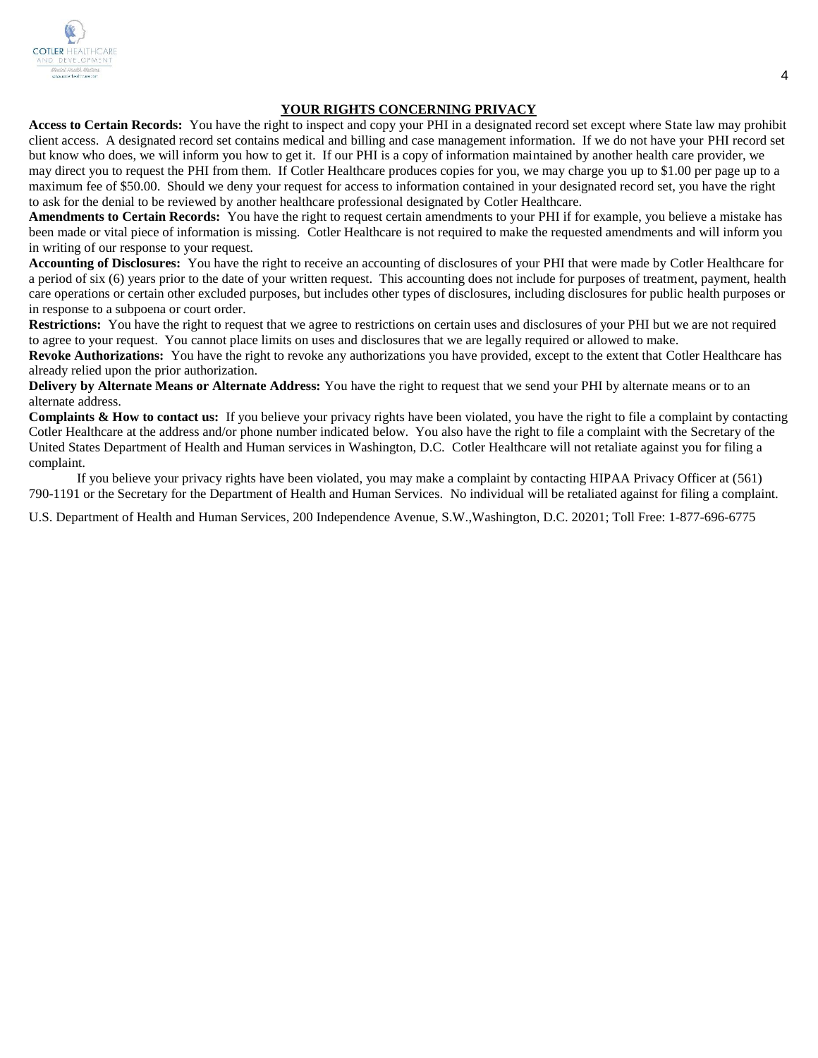## YOUR RIGHTS CONCERNING PRIVACY

**Access to Certain Records:** You have the right to inspect and copy your PHI in a designated record set except where State law may prohibit client access. A designated record set contains medical and billing and case management information. If we do not have your PHI record set but know who does, we will inform you how to get it. If our PHI is a copy of information maintained by another health care provider, we may direct you to request the PHI from them. If Cotler Healthcare produces copies for you, we may charge you up to $1.00 per page up to a maximum fee of $50.00. Should we deny your request for access to information contained in your designated record set, you have the right to ask for the denial to be reviewed by another healthcare professional designated by Cotler Healthcare.

**Amendments to Certain Records:** You have the right to request certain amendments to your PHI if for example, you believe a mistake has been made or vital piece of information is missing. Cotler Healthcare is not required to make the requested amendments and will inform you in writing of our response to your request.

**Accounting of Disclosures:** You have the right to receive an accounting of disclosures of your PHI that were made by Cotler Healthcare for a period of six (6) years prior to the date of your written request. This accounting does not include for purposes of treatment, payment, health care operations or certain other excluded purposes, but includes other types of disclosures, including disclosures for public health purposes or in response to a subpoena or court order.

**Restrictions:** You have the right to request that we agree to restrictions on certain uses and disclosures of your PHI but we are not required to agree to your request. You cannot place limits on uses and disclosures that we are legally required or allowed to make.

**Revoke Authorizations:** You have the right to revoke any authorizations you have provided, except to the extent that Cotler Healthcare has already relied upon the prior authorization.

**Delivery by Alternate Means or Alternate Address:** You have the right to request that we send your PHI by alternate means or to an alternate address.

**Complaints & How to contact us:** If you believe your privacy rights have been violated, you have the right to file a complaint by contacting Cotler Healthcare at the address and/or phone number indicated below. You also have the right to file a complaint with the Secretary of the United States Department of Health and Human services in Washington, D.C. Cotler Healthcare will not retaliate against you for filing a complaint.

If you believe your privacy rights have been violated, you may make a complaint by contacting HIPAA Privacy Officer at (561) 790-1191 or the Secretary for the Department of Health and Human Services. No individual will be retaliated against for filing a complaint.

U.S. Department of Health and Human Services, 200 Independence Avenue, S.W.,Washington, D.C. 20201; Toll Free: 1-877-696-6775